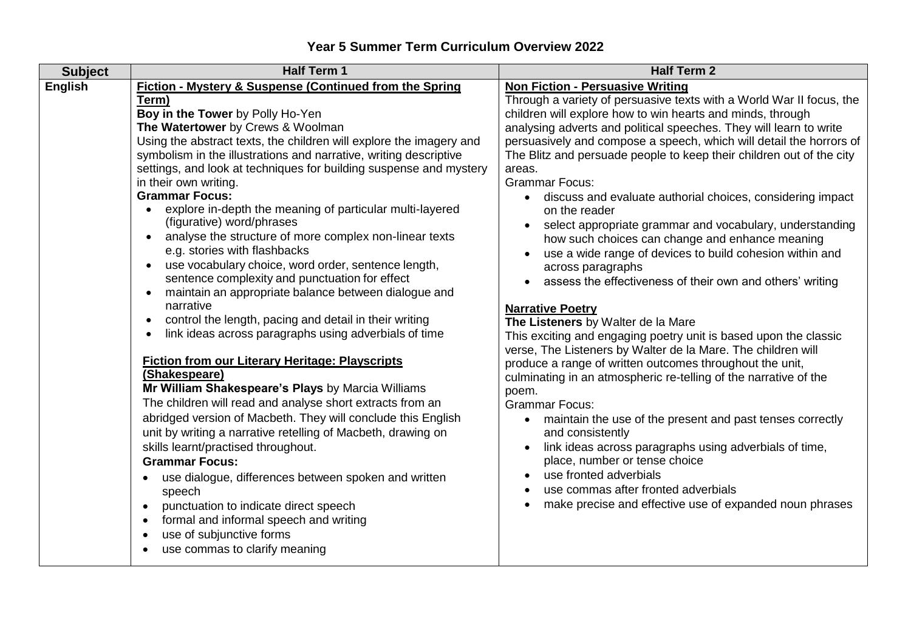# Year 5 Summer Term Curriculum Overview 2022

| Subject | Half Term 1 | Half Term 2 |
| --- | --- | --- |
| **English** | **<u>Fiction - Mystery & Suspense (Continued from the Spring Term)</u>**<br>**Boy in the Tower** by Polly Ho-Yen<br>**The Watertower** by Crews & Woolman<br>Using the abstract texts, the children will explore the imagery and symbolism in the illustrations and narrative, writing descriptive settings, and look at techniques for building suspense and mystery in their own writing.<br>**Grammar Focus:**<br>• explore in-depth the meaning of particular multi-layered (figurative) word/phrases<br>• analyse the structure of more complex non-linear texts e.g. stories with flashbacks<br>• use vocabulary choice, word order, sentence length, sentence complexity and punctuation for effect<br>• maintain an appropriate balance between dialogue and narrative<br>• control the length, pacing and detail in their writing<br>• link ideas across paragraphs using adverbials of time<br><br>**<u>Fiction from our Literary Heritage: Playscripts (Shakespeare)</u>**<br>**Mr William Shakespeare's Plays** by Marcia Williams<br>The children will read and analyse short extracts from an abridged version of Macbeth. They will conclude this English unit by writing a narrative retelling of Macbeth, drawing on skills learnt/practised throughout.<br>**Grammar Focus:**<br>• use dialogue, differences between spoken and written speech<br>• punctuation to indicate direct speech<br>• formal and informal speech and writing<br>• use of subjunctive forms<br>• use commas to clarify meaning | **<u>Non Fiction - Persuasive Writing</u>**<br>Through a variety of persuasive texts with a World War II focus, the children will explore how to win hearts and minds, through analysing adverts and political speeches. They will learn to write persuasively and compose a speech, which will detail the horrors of The Blitz and persuade people to keep their children out of the city areas.<br>Grammar Focus:<br>• discuss and evaluate authorial choices, considering impact on the reader<br>• select appropriate grammar and vocabulary, understanding how such choices can change and enhance meaning<br>• use a wide range of devices to build cohesion within and across paragraphs<br>• assess the effectiveness of their own and others' writing<br><br>**<u>Narrative Poetry</u>**<br>**The Listeners** by Walter de la Mare<br>This exciting and engaging poetry unit is based upon the classic verse, The Listeners by Walter de la Mare. The children will produce a range of written outcomes throughout the unit, culminating in an atmospheric re-telling of the narrative of the poem.<br>Grammar Focus:<br>• maintain the use of the present and past tenses correctly and consistently<br>• link ideas across paragraphs using adverbials of time, place, number or tense choice<br>• use fronted adverbials<br>• use commas after fronted adverbials<br>• make precise and effective use of expanded noun phrases |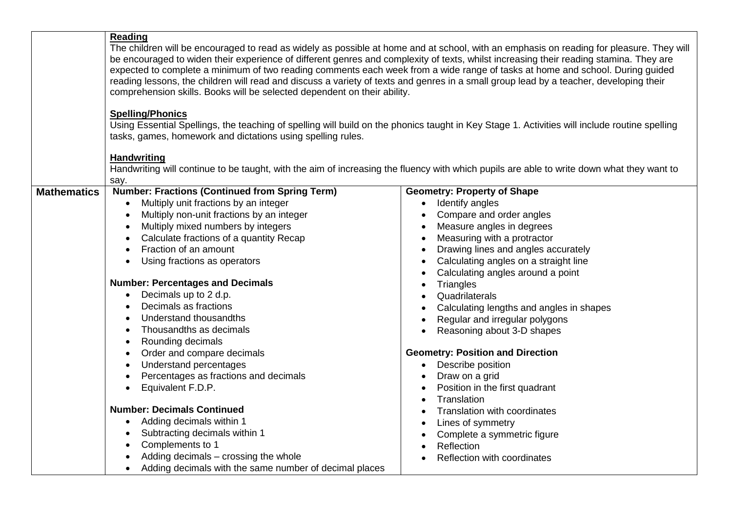| | | |
|---|---|---|
| | **Reading**<br>The children will be encouraged to read as widely as possible at home and at school, with an emphasis on reading for pleasure. They will be encouraged to widen their experience of different genres and complexity of texts, whilst increasing their reading stamina. They are expected to complete a minimum of two reading comments each week from a wide range of tasks at home and school. During guided reading lessons, the children will read and discuss a variety of texts and genres in a small group lead by a teacher, developing their comprehension skills. Books will be selected dependent on their ability.<br><br>**Spelling/Phonics**<br>Using Essential Spellings, the teaching of spelling will build on the phonics taught in Key Stage 1. Activities will include routine spelling tasks, games, homework and dictations using spelling rules.<br><br>**Handwriting**<br>Handwriting will continue to be taught, with the aim of increasing the fluency with which pupils are able to write down what they want to say. | |
| **Mathematics** | **Number: Fractions (Continued from Spring Term)**<br>• Multiply unit fractions by an integer<br>• Multiply non-unit fractions by an integer<br>• Multiply mixed numbers by integers<br>• Calculate fractions of a quantity Recap<br>• Fraction of an amount<br>• Using fractions as operators<br><br>**Number: Percentages and Decimals**<br>• Decimals up to 2 d.p.<br>• Decimals as fractions<br>• Understand thousandths<br>• Thousandths as decimals<br>• Rounding decimals<br>• Order and compare decimals<br>• Understand percentages<br>• Percentages as fractions and decimals<br>• Equivalent F.D.P.<br><br>**Number: Decimals Continued**<br>• Adding decimals within 1<br>• Subtracting decimals within 1<br>• Complements to 1<br>• Adding decimals – crossing the whole<br>• Adding decimals with the same number of decimal places | **Geometry: Property of Shape**<br>• Identify angles<br>• Compare and order angles<br>• Measure angles in degrees<br>• Measuring with a protractor<br>• Drawing lines and angles accurately<br>• Calculating angles on a straight line<br>• Calculating angles around a point<br>• Triangles<br>• Quadrilaterals<br>• Calculating lengths and angles in shapes<br>• Regular and irregular polygons<br>• Reasoning about 3-D shapes<br><br>**Geometry: Position and Direction**<br>• Describe position<br>• Draw on a grid<br>• Position in the first quadrant<br>• Translation<br>• Translation with coordinates<br>• Lines of symmetry<br>• Complete a symmetric figure<br>• Reflection<br>• Reflection with coordinates |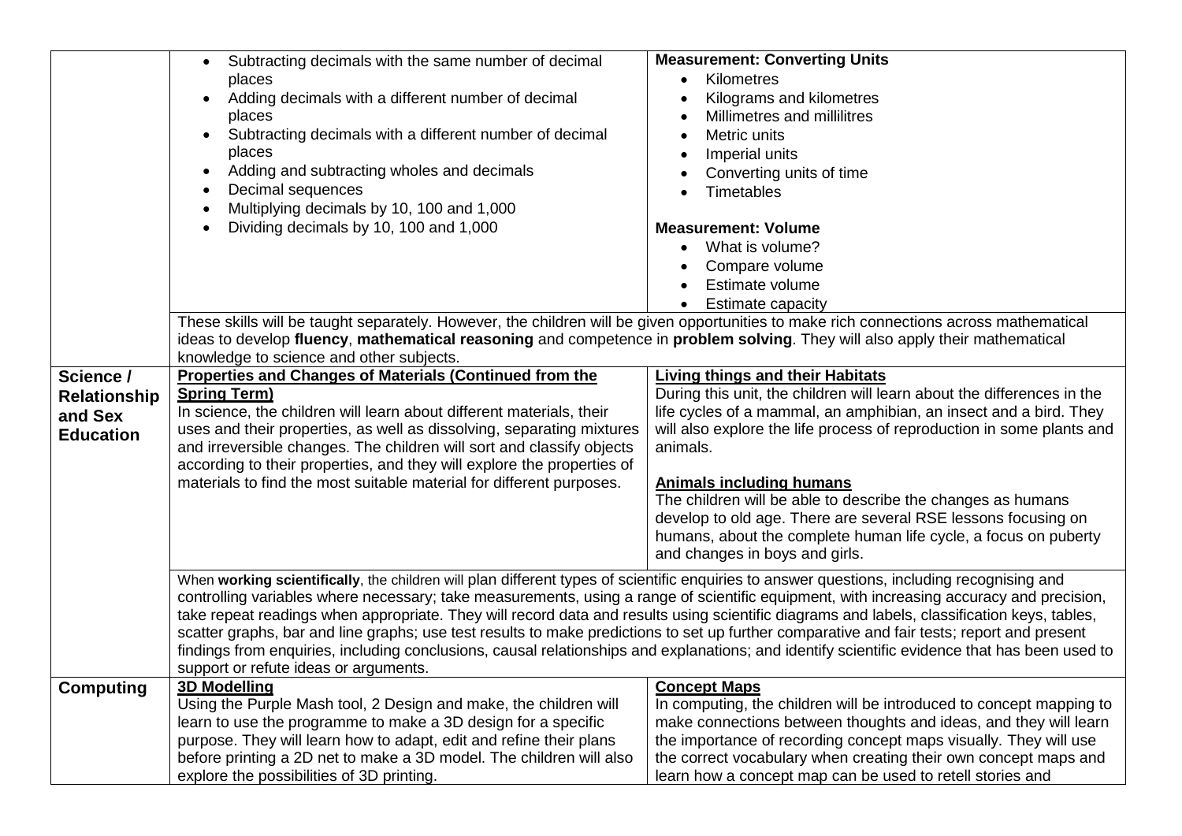| | | |
|---|---|---|
| | • Subtracting decimals with the same number of decimal places<br>• Adding decimals with a different number of decimal places<br>• Subtracting decimals with a different number of decimal places<br>• Adding and subtracting wholes and decimals<br>• Decimal sequences<br>• Multiplying decimals by 10, 100 and 1,000<br>• Dividing decimals by 10, 100 and 1,000 | **Measurement: Converting Units**<br>• Kilometres<br>• Kilograms and kilometres<br>• Millimetres and millilitres<br>• Metric units<br>• Imperial units<br>• Converting units of time<br>• Timetables<br><br>**Measurement: Volume**<br>• What is volume?<br>• Compare volume<br>• Estimate volume<br>• Estimate capacity |
| | These skills will be taught separately. However, the children will be given opportunities to make rich connections across mathematical ideas to develop **fluency**, **mathematical reasoning** and competence in **problem solving**. They will also apply their mathematical knowledge to science and other subjects. | |
| **Science / Relationship and Sex Education** | **Properties and Changes of Materials (Continued from the Spring Term)**<br>In science, the children will learn about different materials, their uses and their properties, as well as dissolving, separating mixtures and irreversible changes. The children will sort and classify objects according to their properties, and they will explore the properties of materials to find the most suitable material for different purposes. | **Living things and their Habitats**<br>During this unit, the children will learn about the differences in the life cycles of a mammal, an amphibian, an insect and a bird. They will also explore the life process of reproduction in some plants and animals.<br><br>**Animals including humans**<br>The children will be able to describe the changes as humans develop to old age. There are several RSE lessons focusing on humans, about the complete human life cycle, a focus on puberty and changes in boys and girls. |
| | When **working scientifically**, the children will plan different types of scientific enquiries to answer questions, including recognising and controlling variables where necessary; take measurements, using a range of scientific equipment, with increasing accuracy and precision, take repeat readings when appropriate. They will record data and results using scientific diagrams and labels, classification keys, tables, scatter graphs, bar and line graphs; use test results to make predictions to set up further comparative and fair tests; report and present findings from enquiries, including conclusions, causal relationships and explanations; and identify scientific evidence that has been used to support or refute ideas or arguments. | |
| **Computing** | **3D Modelling**<br>Using the Purple Mash tool, 2 Design and make, the children will learn to use the programme to make a 3D design for a specific purpose. They will learn how to adapt, edit and refine their plans before printing a 2D net to make a 3D model. The children will also explore the possibilities of 3D printing. | **Concept Maps**<br>In computing, the children will be introduced to concept mapping to make connections between thoughts and ideas, and they will learn the importance of recording concept maps visually. They will use the correct vocabulary when creating their own concept maps and learn how a concept map can be used to retell stories and |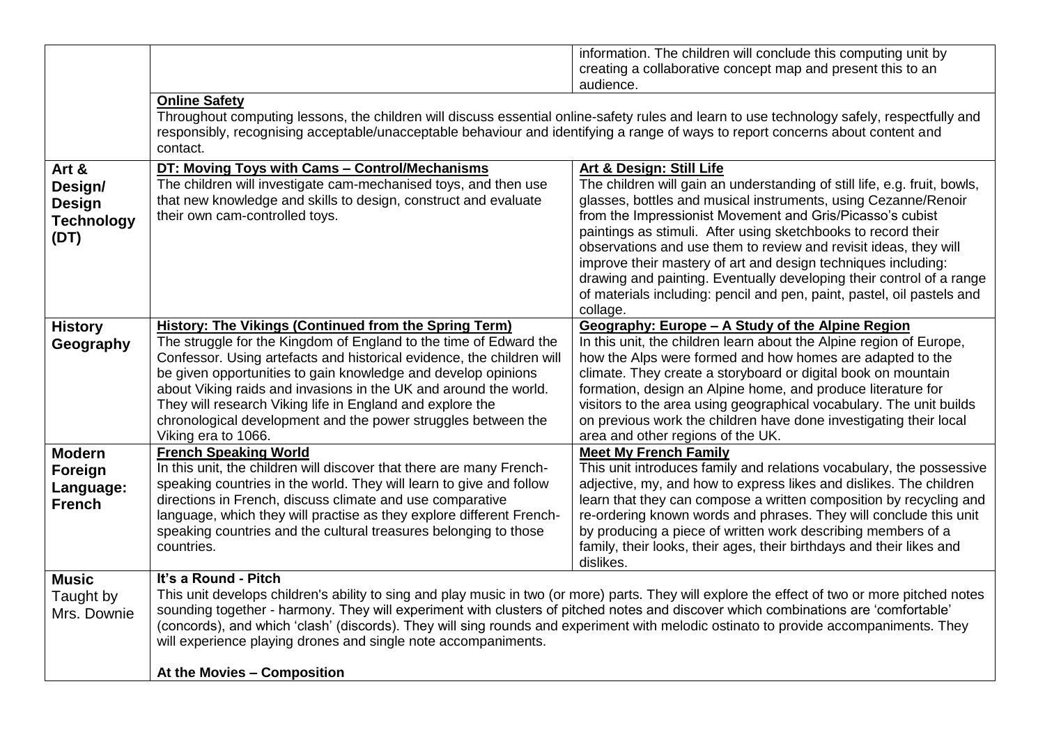| | | |
|---|---|---|
| | | information. The children will conclude this computing unit by creating a collaborative concept map and present this to an audience. |
| | **Online Safety**<br>Throughout computing lessons, the children will discuss essential online-safety rules and learn to use technology safely, respectfully and responsibly, recognising acceptable/unacceptable behaviour and identifying a range of ways to report concerns about content and contact. | |
| **Art & Design/ Design Technology (DT)** | **DT: Moving Toys with Cams – Control/Mechanisms**<br>The children will investigate cam-mechanised toys, and then use that new knowledge and skills to design, construct and evaluate their own cam-controlled toys. | **Art & Design: Still Life**<br>The children will gain an understanding of still life, e.g. fruit, bowls, glasses, bottles and musical instruments, using Cezanne/Renoir from the Impressionist Movement and Gris/Picasso's cubist paintings as stimuli. After using sketchbooks to record their observations and use them to review and revisit ideas, they will improve their mastery of art and design techniques including: drawing and painting. Eventually developing their control of a range of materials including: pencil and pen, paint, pastel, oil pastels and collage. |
| **History Geography** | **History: The Vikings (Continued from the Spring Term)**<br>The struggle for the Kingdom of England to the time of Edward the Confessor. Using artefacts and historical evidence, the children will be given opportunities to gain knowledge and develop opinions about Viking raids and invasions in the UK and around the world. They will research Viking life in England and explore the chronological development and the power struggles between the Viking era to 1066. | **Geography: Europe – A Study of the Alpine Region**<br>In this unit, the children learn about the Alpine region of Europe, how the Alps were formed and how homes are adapted to the climate. They create a storyboard or digital book on mountain formation, design an Alpine home, and produce literature for visitors to the area using geographical vocabulary. The unit builds on previous work the children have done investigating their local area and other regions of the UK. |
| **Modern Foreign Language: French** | **French Speaking World**<br>In this unit, the children will discover that there are many French-speaking countries in the world. They will learn to give and follow directions in French, discuss climate and use comparative language, which they will practise as they explore different French-speaking countries and the cultural treasures belonging to those countries. | **Meet My French Family**<br>This unit introduces family and relations vocabulary, the possessive adjective, my, and how to express likes and dislikes. The children learn that they can compose a written composition by recycling and re-ordering known words and phrases. They will conclude this unit by producing a piece of written work describing members of a family, their looks, their ages, their birthdays and their likes and dislikes. |
| **Music** Taught by Mrs. Downie | **It's a Round - Pitch**<br>This unit develops children's ability to sing and play music in two (or more) parts. They will explore the effect of two or more pitched notes sounding together - harmony. They will experiment with clusters of pitched notes and discover which combinations are 'comfortable' (concords), and which 'clash' (discords). They will sing rounds and experiment with melodic ostinato to provide accompaniments. They will experience playing drones and single note accompaniments.<br><br>**At the Movies – Composition** | |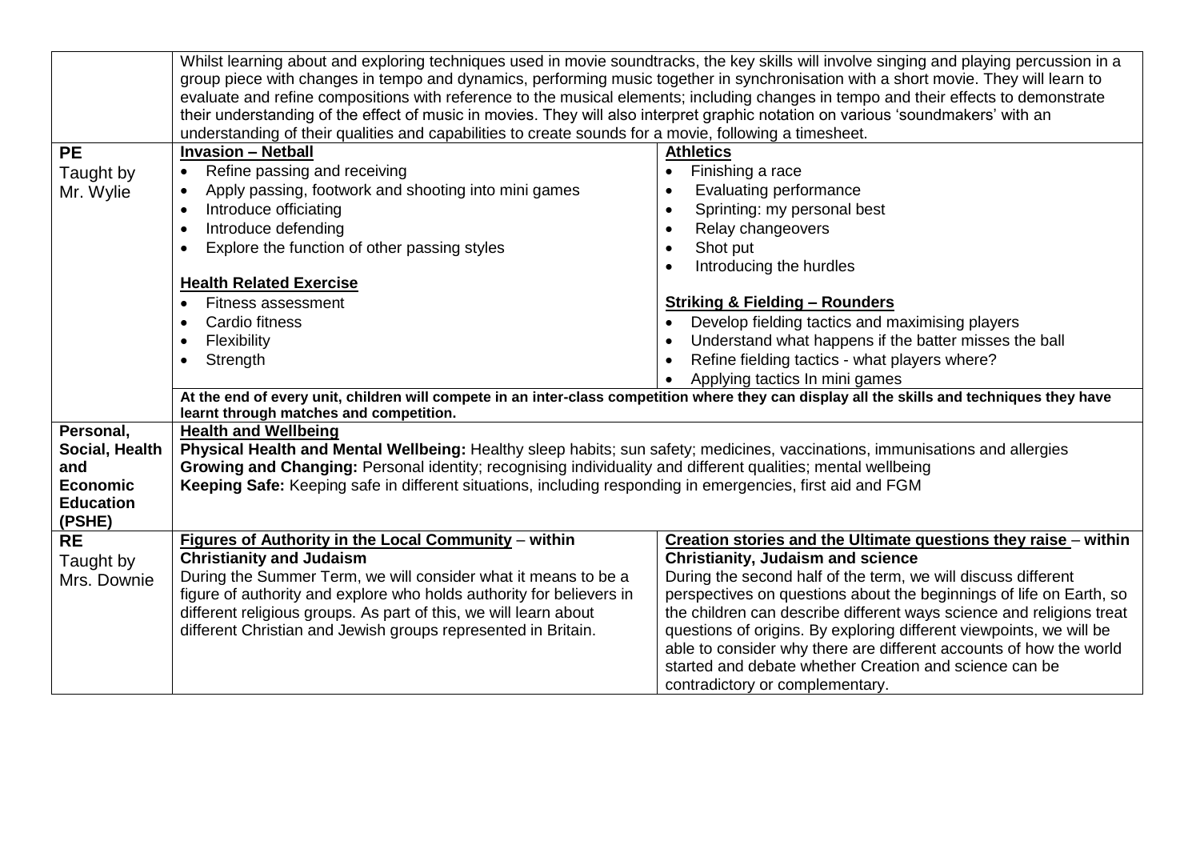| | | |
|---|---|---|
| | Whilst learning about and exploring techniques used in movie soundtracks, the key skills will involve singing and playing percussion in a group piece with changes in tempo and dynamics, performing music together in synchronisation with a short movie. They will learn to evaluate and refine compositions with reference to the musical elements; including changes in tempo and their effects to demonstrate their understanding of the effect of music in movies. They will also interpret graphic notation on various 'soundmakers' with an understanding of their qualities and capabilities to create sounds for a movie, following a timesheet. | |
| **PE**<br>Taught by Mr. Wylie | **Invasion – Netball**<br>• Refine passing and receiving<br>• Apply passing, footwork and shooting into mini games<br>• Introduce officiating<br>• Introduce defending<br>• Explore the function of other passing styles<br><br>**Health Related Exercise**<br>• Fitness assessment<br>• Cardio fitness<br>• Flexibility<br>• Strength | **Athletics**<br>• Finishing a race<br>• Evaluating performance<br>• Sprinting: my personal best<br>• Relay changeovers<br>• Shot put<br>• Introducing the hurdles<br><br>**Striking & Fielding – Rounders**<br>• Develop fielding tactics and maximising players<br>• Understand what happens if the batter misses the ball<br>• Refine fielding tactics - what players where?<br>• Applying tactics In mini games |
| | **At the end of every unit, children will compete in an inter-class competition where they can display all the skills and techniques they have learnt through matches and competition.** | |
| **Personal, Social, Health and Economic Education (PSHE)** | **Health and Wellbeing**<br>**Physical Health and Mental Wellbeing:** Healthy sleep habits; sun safety; medicines, vaccinations, immunisations and allergies<br>**Growing and Changing:** Personal identity; recognising individuality and different qualities; mental wellbeing<br>**Keeping Safe:** Keeping safe in different situations, including responding in emergencies, first aid and FGM | |
| **RE**<br>Taught by Mrs. Downie | **Figures of Authority in the Local Community** – **within Christianity and Judaism**<br>During the Summer Term, we will consider what it means to be a figure of authority and explore who holds authority for believers in different religious groups. As part of this, we will learn about different Christian and Jewish groups represented in Britain. | **Creation stories and the Ultimate questions they raise** – **within Christianity, Judaism and science**<br>During the second half of the term, we will discuss different perspectives on questions about the beginnings of life on Earth, so the children can describe different ways science and religions treat questions of origins. By exploring different viewpoints, we will be able to consider why there are different accounts of how the world started and debate whether Creation and science can be contradictory or complementary. |